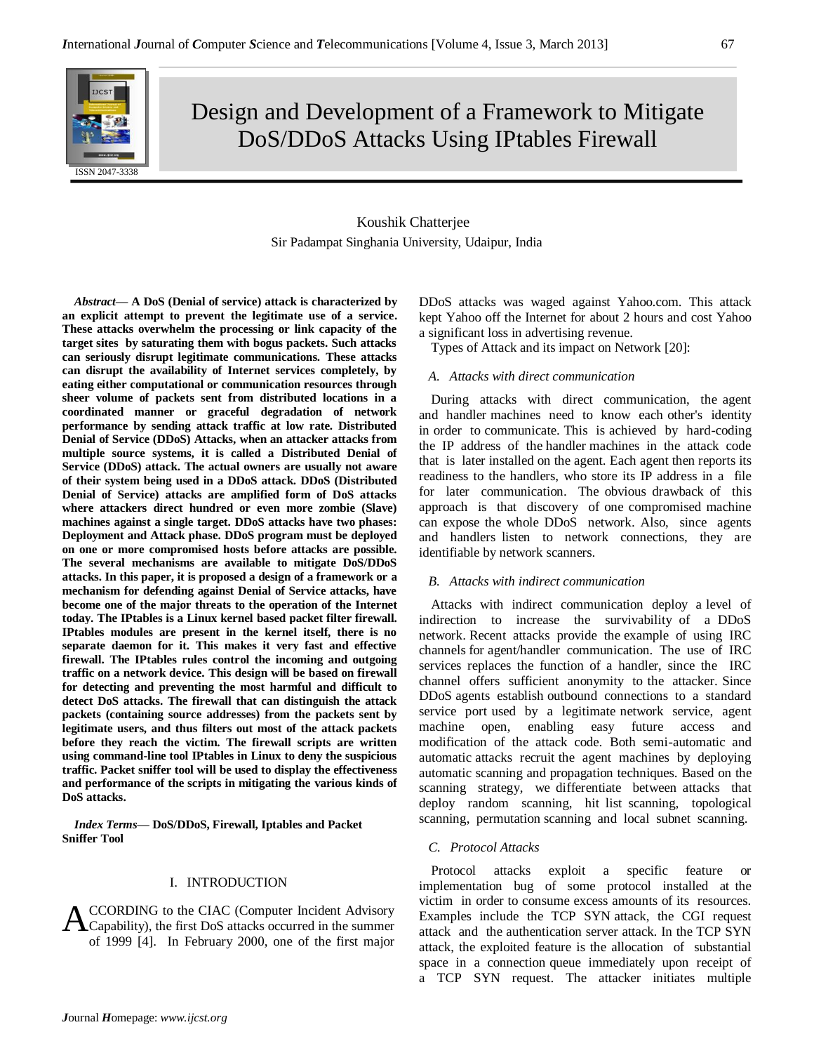# Design and Development of a Framework to Mitigate DoS/DDoS Attacks Using IPtables Firewall

Koushik Chatterjee
Sir Padampat Singhania University, Udaipur, India

***Abstract*— A DoS (Denial of service) attack is characterized by an explicit attempt to prevent the legitimate use of a service. These attacks overwhelm the processing or link capacity of the target sites by saturating them with bogus packets. Such attacks can seriously disrupt legitimate communications. These attacks can disrupt the availability of Internet services completely, by eating either computational or communication resources through sheer volume of packets sent from distributed locations in a coordinated manner or graceful degradation of network performance by sending attack traffic at low rate. Distributed Denial of Service (DDoS) Attacks, when an attacker attacks from multiple source systems, it is called a Distributed Denial of Service (DDoS) attack. The actual owners are usually not aware of their system being used in a DDoS attack. DDoS (Distributed Denial of Service) attacks are amplified form of DoS attacks where attackers direct hundred or even more zombie (Slave) machines against a single target. DDoS attacks have two phases: Deployment and Attack phase. DDoS program must be deployed on one or more compromised hosts before attacks are possible. The several mechanisms are available to mitigate DoS/DDoS attacks. In this paper, it is proposed a design of a framework or a mechanism for defending against Denial of Service attacks, have become one of the major threats to the operation of the Internet today. The IPtables is a Linux kernel based packet filter firewall. IPtables modules are present in the kernel itself, there is no separate daemon for it. This makes it very fast and effective firewall. The IPtables rules control the incoming and outgoing traffic on a network device. This design will be based on firewall for detecting and preventing the most harmful and difficult to detect DoS attacks. The firewall that can distinguish the attack packets (containing source addresses) from the packets sent by legitimate users, and thus filters out most of the attack packets before they reach the victim. The firewall scripts are written using command-line tool IPtables in Linux to deny the suspicious traffic. Packet sniffer tool will be used to display the effectiveness and performance of the scripts in mitigating the various kinds of DoS attacks.**

***Index Terms*— DoS/DDoS, Firewall, Iptables and Packet Sniffer Tool**

## I. INTRODUCTION

According to the CIAC (Computer Incident Advisory Capability), the first DoS attacks occurred in the summer of 1999 [4]. In February 2000, one of the first major DDoS attacks was waged against Yahoo.com. This attack kept Yahoo off the Internet for about 2 hours and cost Yahoo a significant loss in advertising revenue.

Types of Attack and its impact on Network [20]:

### *A. Attacks with direct communication*

During attacks with direct communication, the agent and handler machines need to know each other's identity in order to communicate. This is achieved by hard-coding the IP address of the handler machines in the attack code that is later installed on the agent. Each agent then reports its readiness to the handlers, who store its IP address in a file for later communication. The obvious drawback of this approach is that discovery of one compromised machine can expose the whole DDoS network. Also, since agents and handlers listen to network connections, they are identifiable by network scanners.

### *B. Attacks with indirect communication*

Attacks with indirect communication deploy a level of indirection to increase the survivability of a DDoS network. Recent attacks provide the example of using IRC channels for agent/handler communication. The use of IRC services replaces the function of a handler, since the IRC channel offers sufficient anonymity to the attacker. Since DDoS agents establish outbound connections to a standard service port used by a legitimate network service, agent machine open, enabling easy future access and modification of the attack code. Both semi-automatic and automatic attacks recruit the agent machines by deploying automatic scanning and propagation techniques. Based on the scanning strategy, we differentiate between attacks that deploy random scanning, hit list scanning, topological scanning, permutation scanning and local subnet scanning.

### *C. Protocol Attacks*

Protocol attacks exploit a specific feature or implementation bug of some protocol installed at the victim in order to consume excess amounts of its resources. Examples include the TCP SYN attack, the CGI request attack and the authentication server attack. In the TCP SYN attack, the exploited feature is the allocation of substantial space in a connection queue immediately upon receipt of a TCP SYN request. The attacker initiates multiple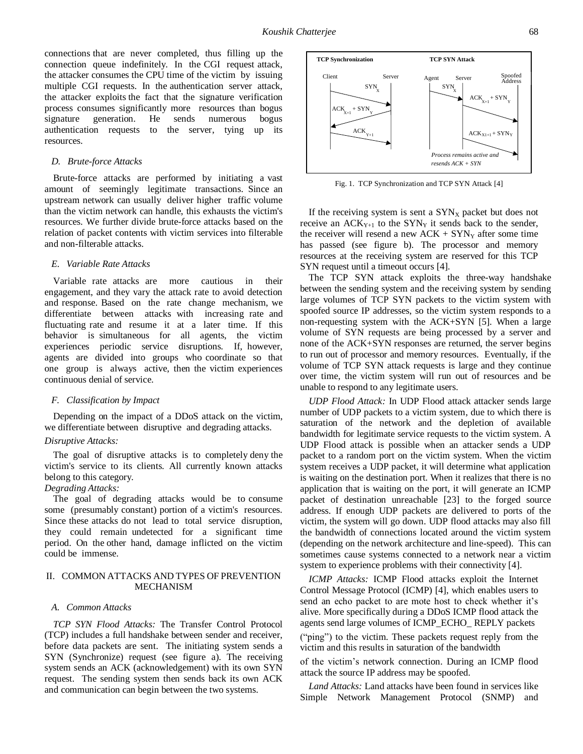connections that are never completed, thus filling up the connection queue indefinitely. In the CGI request attack, the attacker consumes the CPU time of the victim by issuing multiple CGI requests. In the authentication server attack, the attacker exploits the fact that the signature verification process consumes significantly more resources than bogus signature generation. He sends numerous bogus authentication requests to the server, tying up its resources.

### D. Brute-force Attacks

Brute-force attacks are performed by initiating a vast amount of seemingly legitimate transactions. Since an upstream network can usually deliver higher traffic volume than the victim network can handle, this exhausts the victim's resources. We further divide brute-force attacks based on the relation of packet contents with victim services into filterable and non-filterable attacks.

### E. Variable Rate Attacks

Variable rate attacks are more cautious in their engagement, and they vary the attack rate to avoid detection and response. Based on the rate change mechanism, we differentiate between attacks with increasing rate and fluctuating rate and resume it at a later time. If this behavior is simultaneous for all agents, the victim experiences periodic service disruptions. If, however, agents are divided into groups who coordinate so that one group is always active, then the victim experiences continuous denial of service.

### F. Classification by Impact

Depending on the impact of a DDoS attack on the victim, we differentiate between disruptive and degrading attacks.

*Disruptive Attacks:*

The goal of disruptive attacks is to completely deny the victim's service to its clients. All currently known attacks belong to this category.

*Degrading Attacks:*

The goal of degrading attacks would be to consume some (presumably constant) portion of a victim's resources. Since these attacks do not lead to total service disruption, they could remain undetected for a significant time period. On the other hand, damage inflicted on the victim could be immense.

## II. COMMON ATTACKS AND TYPES OF PREVENTION MECHANISM

### A. Common Attacks

*TCP SYN Flood Attacks:* The Transfer Control Protocol (TCP) includes a full handshake between sender and receiver, before data packets are sent. The initiating system sends a SYN (Synchronize) request (see figure a). The receiving system sends an ACK (acknowledgement) with its own SYN request. The sending system then sends back its own ACK and communication can begin between the two systems.

Fig. 1. TCP Synchronization and TCP SYN Attack [4]

If the receiving system is sent a $SYN_X$ packet but does not receive an $ACK_{Y+1}$ to the $SYN_Y$ it sends back to the sender, the receiver will resend a new ACK + $SYN_Y$ after some time has passed (see figure b). The processor and memory resources at the receiving system are reserved for this TCP SYN request until a timeout occurs [4].

The TCP SYN attack exploits the three-way handshake between the sending system and the receiving system by sending large volumes of TCP SYN packets to the victim system with spoofed source IP addresses, so the victim system responds to a non-requesting system with the ACK+SYN [5]. When a large volume of SYN requests are being processed by a server and none of the ACK+SYN responses are returned, the server begins to run out of processor and memory resources. Eventually, if the volume of TCP SYN attack requests is large and they continue over time, the victim system will run out of resources and be unable to respond to any legitimate users.

*UDP Flood Attack:* In UDP Flood attack attacker sends large number of UDP packets to a victim system, due to which there is saturation of the network and the depletion of available bandwidth for legitimate service requests to the victim system. A UDP Flood attack is possible when an attacker sends a UDP packet to a random port on the victim system. When the victim system receives a UDP packet, it will determine what application is waiting on the destination port. When it realizes that there is no application that is waiting on the port, it will generate an ICMP packet of destination unreachable [23] to the forged source address. If enough UDP packets are delivered to ports of the victim, the system will go down. UDP flood attacks may also fill the bandwidth of connections located around the victim system (depending on the network architecture and line-speed). This can sometimes cause systems connected to a network near a victim system to experience problems with their connectivity [4].

*ICMP Attacks:* ICMP Flood attacks exploit the Internet Control Message Protocol (ICMP) [4], which enables users to send an echo packet to are mote host to check whether it's alive. More specifically during a DDoS ICMP flood attack the agents send large volumes of ICMP_ECHO_ REPLY packets ("ping") to the victim. These packets request reply from the victim and this results in saturation of the bandwidth of the victim's network connection. During an ICMP flood attack the source IP address may be spoofed.

*Land Attacks:* Land attacks have been found in services like Simple Network Management Protocol (SNMP) and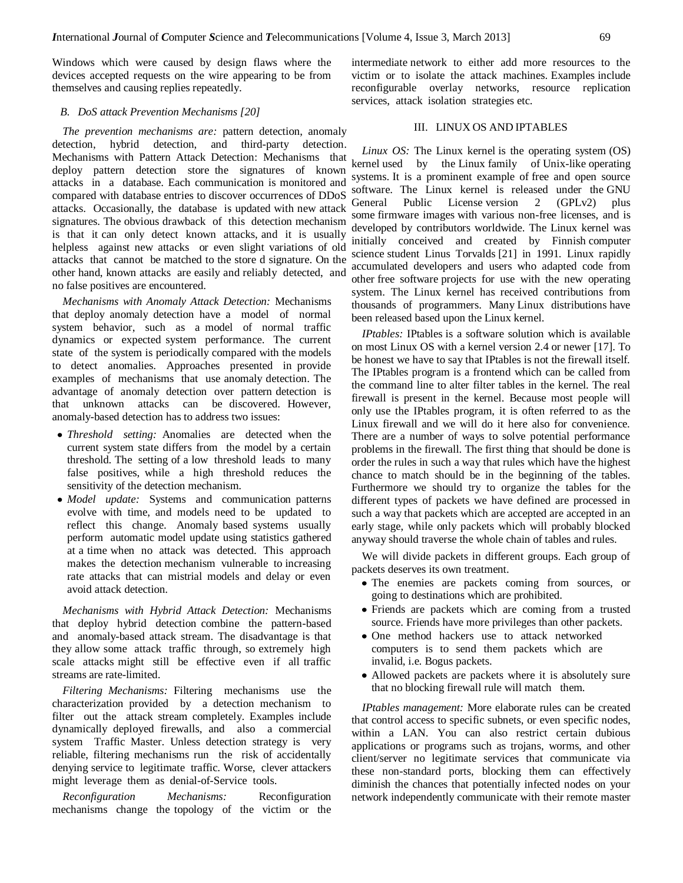Windows which were caused by design flaws where the devices accepted requests on the wire appearing to be from themselves and causing replies repeatedly.

### B. DoS attack Prevention Mechanisms [20]

*The prevention mechanisms are:* pattern detection, anomaly detection, hybrid detection, and third-party detection. Mechanisms with Pattern Attack Detection: Mechanisms that deploy pattern detection store the signatures of known attacks in a database. Each communication is monitored and compared with database entries to discover occurrences of DDoS attacks. Occasionally, the database is updated with new attack signatures. The obvious drawback of this detection mechanism is that it can only detect known attacks, and it is usually helpless against new attacks or even slight variations of old attacks that cannot be matched to the store d signature. On the other hand, known attacks are easily and reliably detected, and no false positives are encountered.

*Mechanisms with Anomaly Attack Detection:* Mechanisms that deploy anomaly detection have a model of normal system behavior, such as a model of normal traffic dynamics or expected system performance. The current state of the system is periodically compared with the models to detect anomalies. Approaches presented in provide examples of mechanisms that use anomaly detection. The advantage of anomaly detection over pattern detection is that unknown attacks can be discovered. However, anomaly-based detection has to address two issues:

- *Threshold setting:* Anomalies are detected when the current system state differs from the model by a certain threshold. The setting of a low threshold leads to many false positives, while a high threshold reduces the sensitivity of the detection mechanism.
- *Model update:* Systems and communication patterns evolve with time, and models need to be updated to reflect this change. Anomaly based systems usually perform automatic model update using statistics gathered at a time when no attack was detected. This approach makes the detection mechanism vulnerable to increasing rate attacks that can mistrial models and delay or even avoid attack detection.

*Mechanisms with Hybrid Attack Detection:* Mechanisms that deploy hybrid detection combine the pattern-based and anomaly-based attack stream. The disadvantage is that they allow some attack traffic through, so extremely high scale attacks might still be effective even if all traffic streams are rate-limited.

*Filtering Mechanisms:* Filtering mechanisms use the characterization provided by a detection mechanism to filter out the attack stream completely. Examples include dynamically deployed firewalls, and also a commercial system Traffic Master. Unless detection strategy is very reliable, filtering mechanisms run the risk of accidentally denying service to legitimate traffic. Worse, clever attackers might leverage them as denial-of-Service tools.

*Reconfiguration Mechanisms:* Reconfiguration mechanisms change the topology of the victim or the intermediate network to either add more resources to the victim or to isolate the attack machines. Examples include reconfigurable overlay networks, resource replication services, attack isolation strategies etc.

## III. LINUX OS AND IPTABLES

*Linux OS:* The Linux kernel is the operating system (OS) kernel used by the Linux family of Unix-like operating systems. It is a prominent example of free and open source software. The Linux kernel is released under the GNU General Public License version 2 (GPLv2) plus some firmware images with various non-free licenses, and is developed by contributors worldwide. The Linux kernel was initially conceived and created by Finnish computer science student Linus Torvalds [21] in 1991. Linux rapidly accumulated developers and users who adapted code from other free software projects for use with the new operating system. The Linux kernel has received contributions from thousands of programmers. Many Linux distributions have been released based upon the Linux kernel.

*IPtables:* IPtables is a software solution which is available on most Linux OS with a kernel version 2.4 or newer [17]. To be honest we have to say that IPtables is not the firewall itself. The IPtables program is a frontend which can be called from the command line to alter filter tables in the kernel. The real firewall is present in the kernel. Because most people will only use the IPtables program, it is often referred to as the Linux firewall and we will do it here also for convenience. There are a number of ways to solve potential performance problems in the firewall. The first thing that should be done is order the rules in such a way that rules which have the highest chance to match should be in the beginning of the tables. Furthermore we should try to organize the tables for the different types of packets we have defined are processed in such a way that packets which are accepted are accepted in an early stage, while only packets which will probably blocked anyway should traverse the whole chain of tables and rules.

We will divide packets in different groups. Each group of packets deserves its own treatment.

- The enemies are packets coming from sources, or going to destinations which are prohibited.
- Friends are packets which are coming from a trusted source. Friends have more privileges than other packets.
- One method hackers use to attack networked computers is to send them packets which are invalid, i.e. Bogus packets.
- Allowed packets are packets where it is absolutely sure that no blocking firewall rule will match them.

*IPtables management:* More elaborate rules can be created that control access to specific subnets, or even specific nodes, within a LAN. You can also restrict certain dubious applications or programs such as trojans, worms, and other client/server no legitimate services that communicate via these non-standard ports, blocking them can effectively diminish the chances that potentially infected nodes on your network independently communicate with their remote master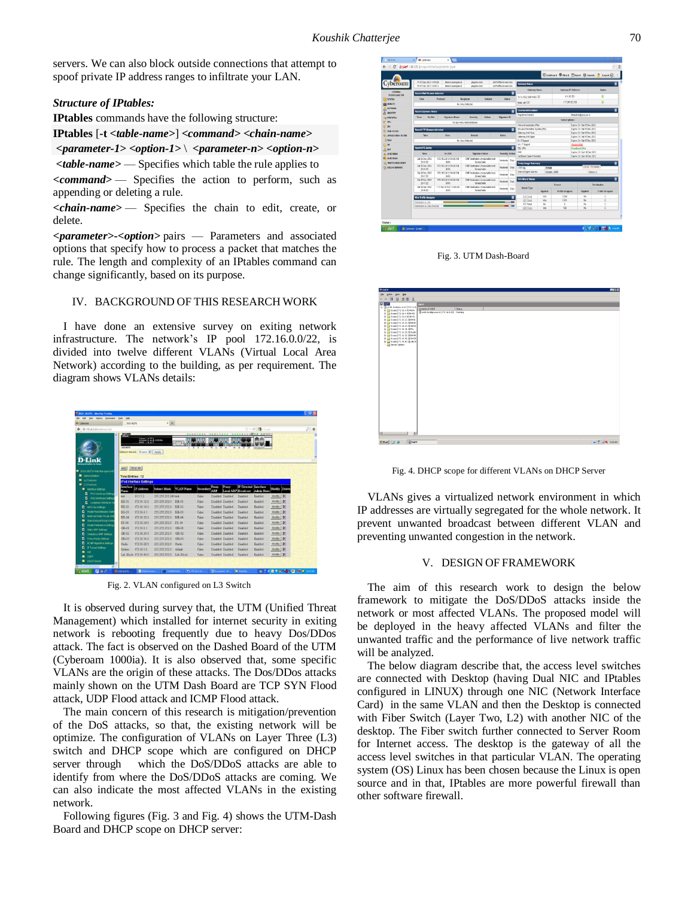servers. We can also block outside connections that attempt to spoof private IP address ranges to infiltrate your LAN.

***Structure of IPtables:***

**IPtables** commands have the following structure:

**IPtables** [**-t** ***<table-name>***] ***<command> <chain-name> <parameter-1> <option-1>*** \ ***<parameter-n> <option-n>***

***<table-name>*** — Specifies which table the rule applies to

***<command>*** — Specifies the action to perform, such as appending or deleting a rule.

***<chain-name>*** — Specifies the chain to edit, create, or delete.

***<parameter>-<option>*** pairs — Parameters and associated options that specify how to process a packet that matches the rule. The length and complexity of an IPtables command can change significantly, based on its purpose.

## IV. BACKGROUND OF THIS RESEARCH WORK

I have done an extensive survey on exiting network infrastructure. The network's IP pool 172.16.0.0/22, is divided into twelve different VLANs (Virtual Local Area Network) according to the building, as per requirement. The diagram shows VLANs details:

Fig. 2. VLAN configured on L3 Switch

It is observed during survey that, the UTM (Unified Threat Management) which installed for internet security in exiting network is rebooting frequently due to heavy Dos/DDos attack. The fact is observed on the Dashed Board of the UTM (Cyberoam 1000ia). It is also observed that, some specific VLANs are the origin of these attacks. The Dos/DDos attacks mainly shown on the UTM Dash Board are TCP SYN Flood attack, UDP Flood attack and ICMP Flood attack.

The main concern of this research is mitigation/prevention of the DoS attacks, so that, the existing network will be optimize. The configuration of VLANs on Layer Three (L3) switch and DHCP scope which are configured on DHCP server through which the DoS/DDoS attacks are able to identify from where the DoS/DDoS attacks are coming. We can also indicate the most affected VLANs in the existing network.

Following figures (Fig. 3 and Fig. 4) shows the UTM-Dash Board and DHCP scope on DHCP server:

Fig. 3. UTM Dash-Board

Fig. 4. DHCP scope for different VLANs on DHCP Server

VLANs gives a virtualized network environment in which IP addresses are virtually segregated for the whole network. It prevent unwanted broadcast between different VLAN and preventing unwanted congestion in the network.

## V. DESIGN OF FRAMEWORK

The aim of this research work to design the below framework to mitigate the DoS/DDoS attacks inside the network or most affected VLANs. The proposed model will be deployed in the heavy affected VLANs and filter the unwanted traffic and the performance of live network traffic will be analyzed.

The below diagram describe that, the access level switches are connected with Desktop (having Dual NIC and IPtables configured in LINUX) through one NIC (Network Interface Card) in the same VLAN and then the Desktop is connected with Fiber Switch (Layer Two, L2) with another NIC of the desktop. The Fiber switch further connected to Server Room for Internet access. The desktop is the gateway of all the access level switches in that particular VLAN. The operating system (OS) Linux has been chosen because the Linux is open source and in that, IPtables are more powerful firewall than other software firewall.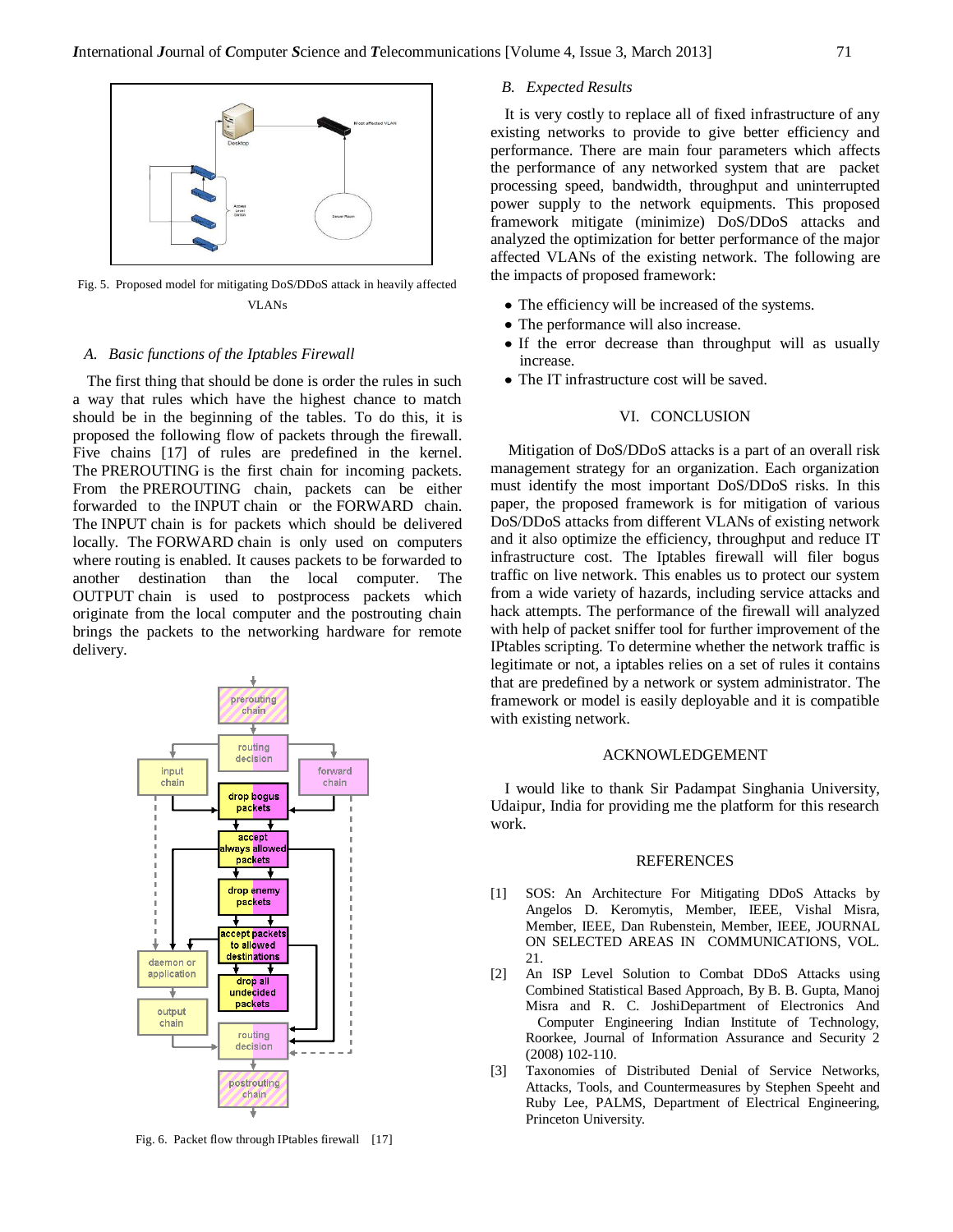Fig. 5. Proposed model for mitigating DoS/DDoS attack in heavily affected VLANs

### A. Basic functions of the Iptables Firewall

The first thing that should be done is order the rules in such a way that rules which have the highest chance to match should be in the beginning of the tables. To do this, it is proposed the following flow of packets through the firewall. Five chains [17] of rules are predefined in the kernel. The PREROUTING is the first chain for incoming packets. From the PREROUTING chain, packets can be either forwarded to the INPUT chain or the FORWARD chain. The INPUT chain is for packets which should be delivered locally. The FORWARD chain is only used on computers where routing is enabled. It causes packets to be forwarded to another destination than the local computer. The OUTPUT chain is used to postprocess packets which originate from the local computer and the postrouting chain brings the packets to the networking hardware for remote delivery.

Fig. 6. Packet flow through IPtables firewall [17]

### B. Expected Results

It is very costly to replace all of fixed infrastructure of any existing networks to provide to give better efficiency and performance. There are main four parameters which affects the performance of any networked system that are packet processing speed, bandwidth, throughput and uninterrupted power supply to the network equipments. This proposed framework mitigate (minimize) DoS/DDoS attacks and analyzed the optimization for better performance of the major affected VLANs of the existing network. The following are the impacts of proposed framework:

- The efficiency will be increased of the systems.
- The performance will also increase.
- If the error decrease than throughput will as usually increase.
- The IT infrastructure cost will be saved.

## VI. CONCLUSION

Mitigation of DoS/DDoS attacks is a part of an overall risk management strategy for an organization. Each organization must identify the most important DoS/DDoS risks. In this paper, the proposed framework is for mitigation of various DoS/DDoS attacks from different VLANs of existing network and it also optimize the efficiency, throughput and reduce IT infrastructure cost. The Iptables firewall will filer bogus traffic on live network. This enables us to protect our system from a wide variety of hazards, including service attacks and hack attempts. The performance of the firewall will analyzed with help of packet sniffer tool for further improvement of the IPtables scripting. To determine whether the network traffic is legitimate or not, a iptables relies on a set of rules it contains that are predefined by a network or system administrator. The framework or model is easily deployable and it is compatible with existing network.

## ACKNOWLEDGEMENT

I would like to thank Sir Padampat Singhania University, Udaipur, India for providing me the platform for this research work.

## REFERENCES

[1] SOS: An Architecture For Mitigating DDoS Attacks by Angelos D. Keromytis, Member, IEEE, Vishal Misra, Member, IEEE, Dan Rubenstein, Member, IEEE, JOURNAL ON SELECTED AREAS IN COMMUNICATIONS, VOL. 21.

[2] An ISP Level Solution to Combat DDoS Attacks using Combined Statistical Based Approach, By B. B. Gupta, Manoj Misra and R. C. JoshiDepartment of Electronics And Computer Engineering Indian Institute of Technology, Roorkee, Journal of Information Assurance and Security 2 (2008) 102-110.

[3] Taxonomies of Distributed Denial of Service Networks, Attacks, Tools, and Countermeasures by Stephen Speeht and Ruby Lee, PALMS, Department of Electrical Engineering, Princeton University.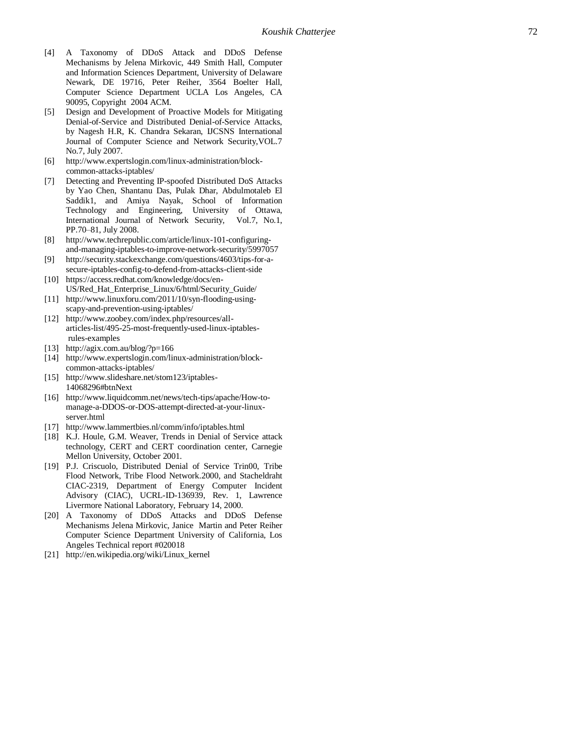- [4] A Taxonomy of DDoS Attack and DDoS Defense Mechanisms by Jelena Mirkovic, 449 Smith Hall, Computer and Information Sciences Department, University of Delaware Newark, DE 19716, Peter Reiher, 3564 Boelter Hall, Computer Science Department UCLA Los Angeles, CA 90095, Copyright 2004 ACM.
- [5] Design and Development of Proactive Models for Mitigating Denial-of-Service and Distributed Denial-of-Service Attacks, by Nagesh H.R, K. Chandra Sekaran, IJCSNS International Journal of Computer Science and Network Security,VOL.7 No.7, July 2007.
- [6] http://www.expertslogin.com/linux-administration/block-common-attacks-iptables/
- [7] Detecting and Preventing IP-spoofed Distributed DoS Attacks by Yao Chen, Shantanu Das, Pulak Dhar, Abdulmotaleb El Saddik1, and Amiya Nayak, School of Information Technology and Engineering, University of Ottawa, International Journal of Network Security, Vol.7, No.1, PP.70–81, July 2008.
- [8] http://www.techrepublic.com/article/linux-101-configuring-and-managing-iptables-to-improve-network-security/5997057
- [9] http://security.stackexchange.com/questions/4603/tips-for-a-secure-iptables-config-to-defend-from-attacks-client-side
- [10] https://access.redhat.com/knowledge/docs/en-US/Red_Hat_Enterprise_Linux/6/html/Security_Guide/
- [11] http://www.linuxforu.com/2011/10/syn-flooding-using-scapy-and-prevention-using-iptables/
- [12] http://www.zoobey.com/index.php/resources/all-articles-list/495-25-most-frequently-used-linux-iptables-rules-examples
- [13] http://agix.com.au/blog/?p=166
- [14] http://www.expertslogin.com/linux-administration/block-common-attacks-iptables/
- [15] http://www.slideshare.net/stom123/iptables-14068296#btnNext
- [16] http://www.liquidcomm.net/news/tech-tips/apache/How-to-manage-a-DDOS-or-DOS-attempt-directed-at-your-linux-server.html
- [17] http://www.lammertbies.nl/comm/info/iptables.html
- [18] K.J. Houle, G.M. Weaver, Trends in Denial of Service attack technology, CERT and CERT coordination center, Carnegie Mellon University, October 2001.
- [19] P.J. Criscuolo, Distributed Denial of Service Trin00, Tribe Flood Network, Tribe Flood Network.2000, and Stacheldraht CIAC-2319, Department of Energy Computer Incident Advisory (CIAC), UCRL-ID-136939, Rev. 1, Lawrence Livermore National Laboratory, February 14, 2000.
- [20] A Taxonomy of DDoS Attacks and DDoS Defense Mechanisms Jelena Mirkovic, Janice Martin and Peter Reiher Computer Science Department University of California, Los Angeles Technical report #020018
- [21] http://en.wikipedia.org/wiki/Linux_kernel